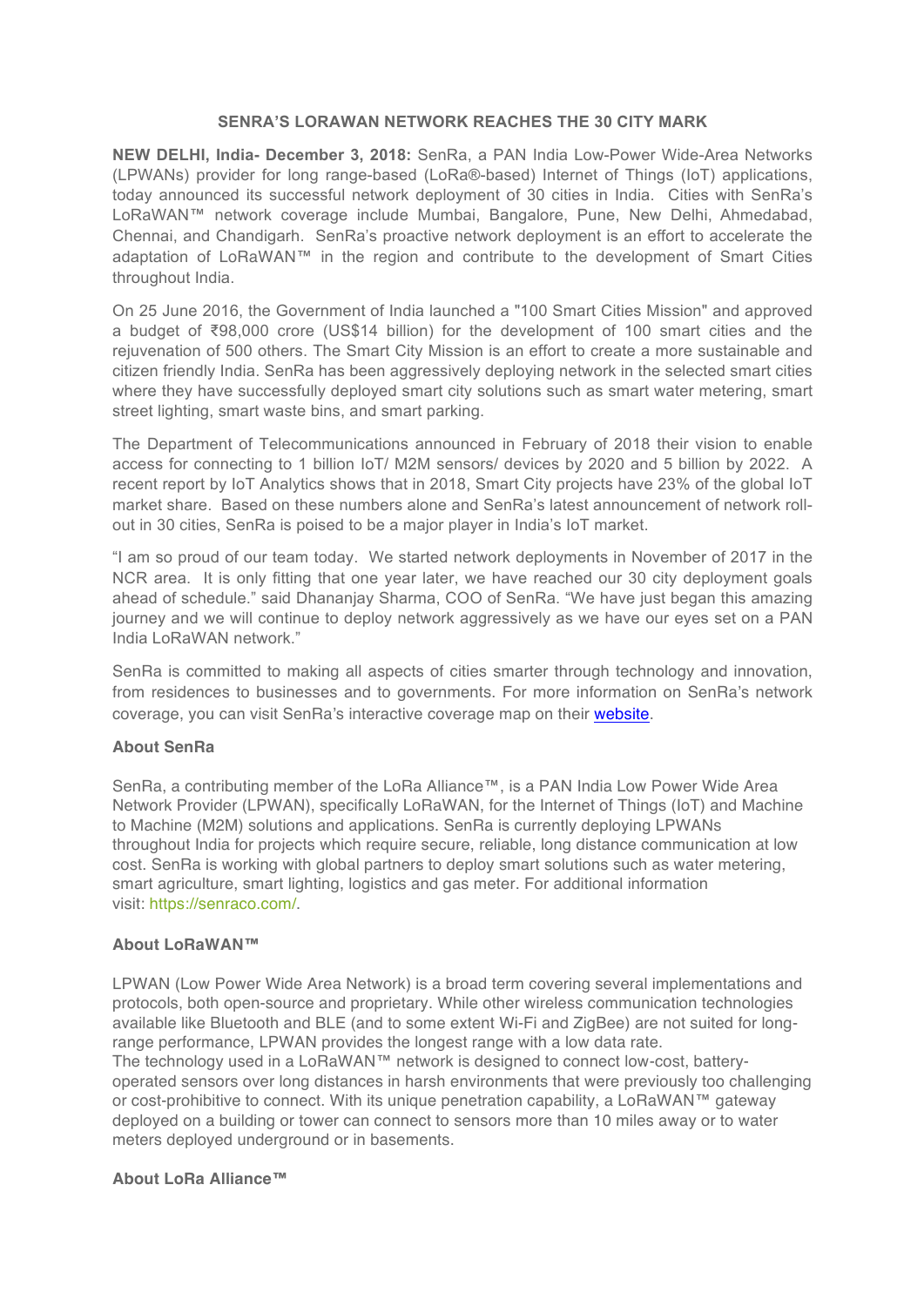# SENRA'S LORAWAN NETWORK REACHES THE 30 CITY MARK

**NEW DELHI, India- December 3, 2018:** SenRa, a PAN India Low-Power Wide-Area Networks (LPWANs) provider for long range-based (LoRa®-based) Internet of Things (IoT) applications, today announced its successful network deployment of 30 cities in India. Cities with SenRa's LoRaWAN™ network coverage include Mumbai, Bangalore, Pune, New Delhi, Ahmedabad, Chennai, and Chandigarh. SenRa's proactive network deployment is an effort to accelerate the adaptation of LoRaWAN™ in the region and contribute to the development of Smart Cities throughout India.

On 25 June 2016, the Government of India launched a "100 Smart Cities Mission" and approved a budget of ₹98,000 crore (US$14 billion) for the development of 100 smart cities and the rejuvenation of 500 others. The Smart City Mission is an effort to create a more sustainable and citizen friendly India. SenRa has been aggressively deploying network in the selected smart cities where they have successfully deployed smart city solutions such as smart water metering, smart street lighting, smart waste bins, and smart parking.

The Department of Telecommunications announced in February of 2018 their vision to enable access for connecting to 1 billion IoT/ M2M sensors/ devices by 2020 and 5 billion by 2022. A recent report by IoT Analytics shows that in 2018, Smart City projects have 23% of the global IoT market share. Based on these numbers alone and SenRa's latest announcement of network roll-out in 30 cities, SenRa is poised to be a major player in India's IoT market.

"I am so proud of our team today. We started network deployments in November of 2017 in the NCR area. It is only fitting that one year later, we have reached our 30 city deployment goals ahead of schedule." said Dhananjay Sharma, COO of SenRa. "We have just began this amazing journey and we will continue to deploy network aggressively as we have our eyes set on a PAN India LoRaWAN network."

SenRa is committed to making all aspects of cities smarter through technology and innovation, from residences to businesses and to governments. For more information on SenRa's network coverage, you can visit SenRa's interactive coverage map on their website.

## About SenRa

SenRa, a contributing member of the LoRa Alliance™, is a PAN India Low Power Wide Area Network Provider (LPWAN), specifically LoRaWAN, for the Internet of Things (IoT) and Machine to Machine (M2M) solutions and applications. SenRa is currently deploying LPWANs throughout India for projects which require secure, reliable, long distance communication at low cost. SenRa is working with global partners to deploy smart solutions such as water metering, smart agriculture, smart lighting, logistics and gas meter. For additional information visit: https://senraco.com/.

## About LoRaWAN™

LPWAN (Low Power Wide Area Network) is a broad term covering several implementations and protocols, both open-source and proprietary. While other wireless communication technologies available like Bluetooth and BLE (and to some extent Wi-Fi and ZigBee) are not suited for long-range performance, LPWAN provides the longest range with a low data rate.

The technology used in a LoRaWAN™ network is designed to connect low-cost, battery-operated sensors over long distances in harsh environments that were previously too challenging or cost-prohibitive to connect. With its unique penetration capability, a LoRaWAN™ gateway deployed on a building or tower can connect to sensors more than 10 miles away or to water meters deployed underground or in basements.

## About LoRa Alliance™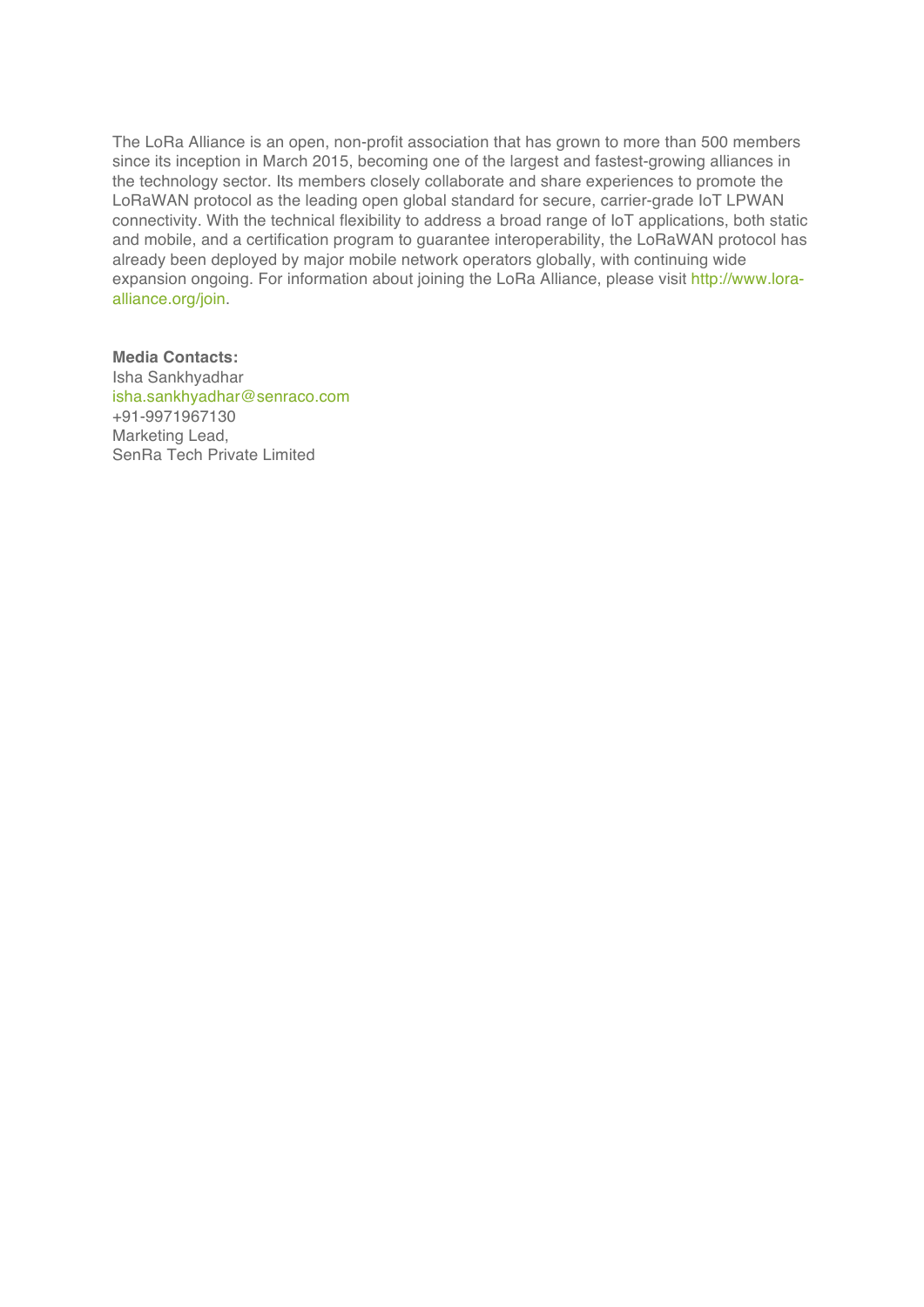The LoRa Alliance is an open, non-profit association that has grown to more than 500 members since its inception in March 2015, becoming one of the largest and fastest-growing alliances in the technology sector. Its members closely collaborate and share experiences to promote the LoRaWAN protocol as the leading open global standard for secure, carrier-grade IoT LPWAN connectivity. With the technical flexibility to address a broad range of IoT applications, both static and mobile, and a certification program to guarantee interoperability, the LoRaWAN protocol has already been deployed by major mobile network operators globally, with continuing wide expansion ongoing. For information about joining the LoRa Alliance, please visit http://www.lora-alliance.org/join.

**Media Contacts:**
Isha Sankhyadhar
isha.sankhyadhar@senraco.com
+91-9971967130
Marketing Lead,
SenRa Tech Private Limited